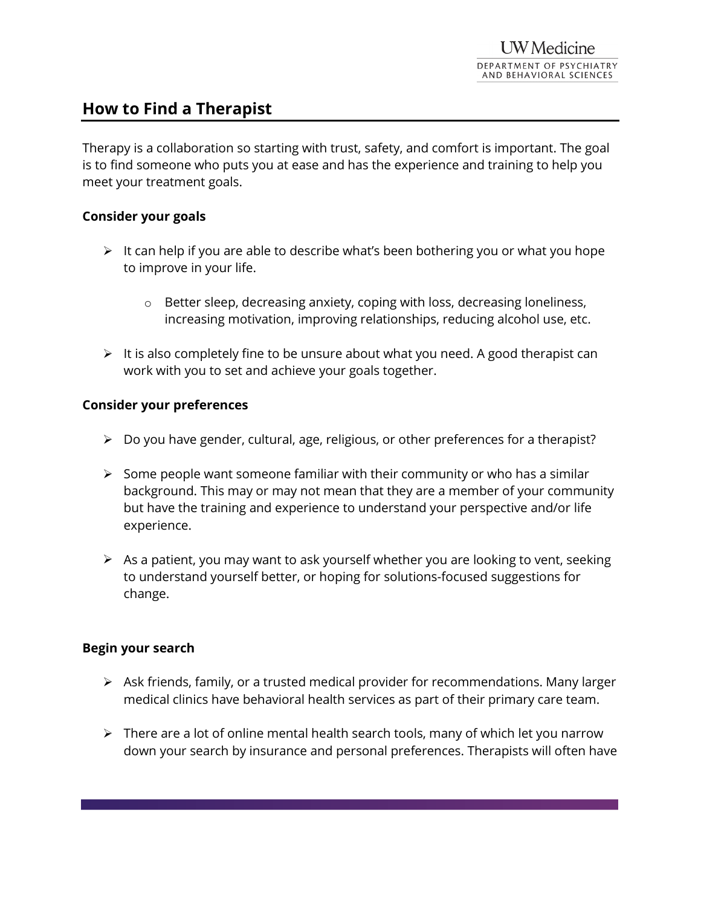UW Medicine
DEPARTMENT OF PSYCHIATRY AND BEHAVIORAL SCIENCES

# How to Find a Therapist

Therapy is a collaboration so starting with trust, safety, and comfort is important. The goal is to find someone who puts you at ease and has the experience and training to help you meet your treatment goals.

**Consider your goals**

- It can help if you are able to describe what's been bothering you or what you hope to improve in your life.
  - Better sleep, decreasing anxiety, coping with loss, decreasing loneliness, increasing motivation, improving relationships, reducing alcohol use, etc.
- It is also completely fine to be unsure about what you need. A good therapist can work with you to set and achieve your goals together.

**Consider your preferences**

- Do you have gender, cultural, age, religious, or other preferences for a therapist?
- Some people want someone familiar with their community or who has a similar background. This may or may not mean that they are a member of your community but have the training and experience to understand your perspective and/or life experience.
- As a patient, you may want to ask yourself whether you are looking to vent, seeking to understand yourself better, or hoping for solutions-focused suggestions for change.

**Begin your search**

- Ask friends, family, or a trusted medical provider for recommendations. Many larger medical clinics have behavioral health services as part of their primary care team.
- There are a lot of online mental health search tools, many of which let you narrow down your search by insurance and personal preferences. Therapists will often have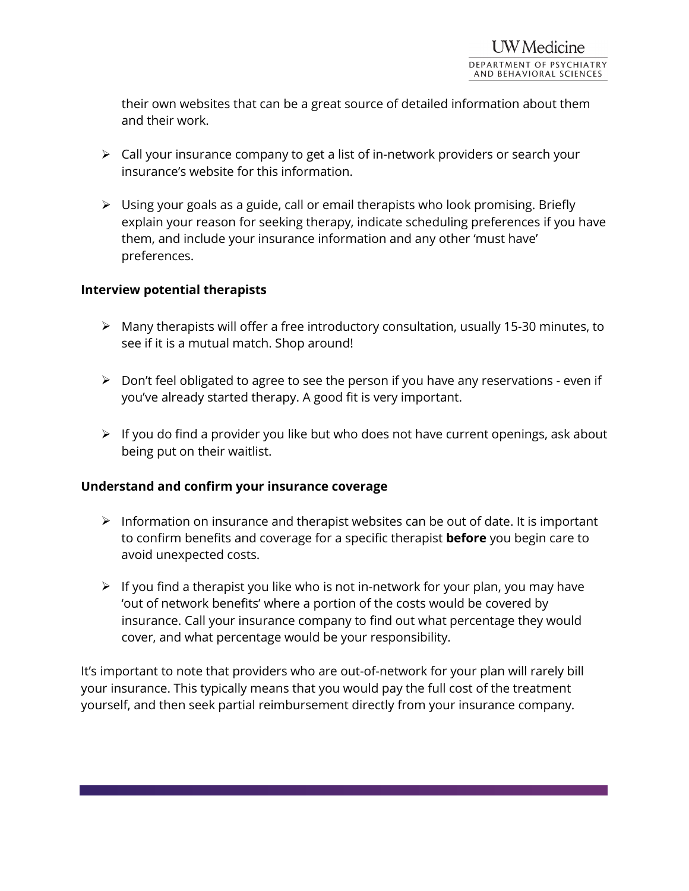their own websites that can be a great source of detailed information about them and their work.

- Call your insurance company to get a list of in-network providers or search your insurance's website for this information.

- Using your goals as a guide, call or email therapists who look promising. Briefly explain your reason for seeking therapy, indicate scheduling preferences if you have them, and include your insurance information and any other 'must have' preferences.

**Interview potential therapists**

- Many therapists will offer a free introductory consultation, usually 15-30 minutes, to see if it is a mutual match. Shop around!

- Don't feel obligated to agree to see the person if you have any reservations - even if you've already started therapy. A good fit is very important.

- If you do find a provider you like but who does not have current openings, ask about being put on their waitlist.

**Understand and confirm your insurance coverage**

- Information on insurance and therapist websites can be out of date. It is important to confirm benefits and coverage for a specific therapist **before** you begin care to avoid unexpected costs.

- If you find a therapist you like who is not in-network for your plan, you may have 'out of network benefits' where a portion of the costs would be covered by insurance. Call your insurance company to find out what percentage they would cover, and what percentage would be your responsibility.

It's important to note that providers who are out-of-network for your plan will rarely bill your insurance. This typically means that you would pay the full cost of the treatment yourself, and then seek partial reimbursement directly from your insurance company.